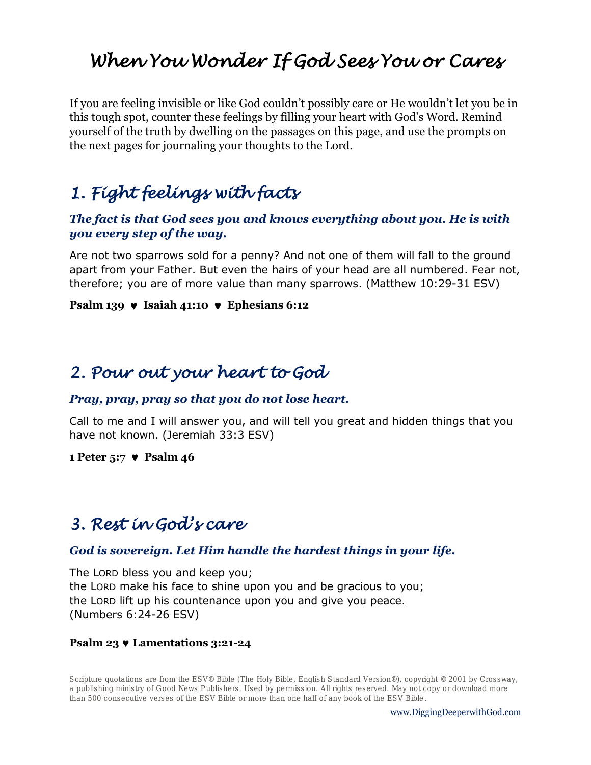# When You Wonder If God Sees You or Cares

If you are feeling invisible or like God couldn't possibly care or He wouldn't let you be in this tough spot, counter these feelings by filling your heart with God's Word. Remind yourself of the truth by dwelling on the passages on this page, and use the prompts on the next pages for journaling your thoughts to the Lord.

## 1. Fight feelings with facts

***The fact is that God sees you and knows everything about you. He is with you every step of the way.***

Are not two sparrows sold for a penny? And not one of them will fall to the ground apart from your Father. But even the hairs of your head are all numbered. Fear not, therefore; you are of more value than many sparrows. (Matthew 10:29-31 ESV)

**Psalm 139 ♥ Isaiah 41:10 ♥ Ephesians 6:12**

## 2. Pour out your heart to God

***Pray, pray, pray so that you do not lose heart.***

Call to me and I will answer you, and will tell you great and hidden things that you have not known. (Jeremiah 33:3 ESV)

**1 Peter 5:7 ♥ Psalm 46**

## 3. Rest in God's care

***God is sovereign. Let Him handle the hardest things in your life.***

The LORD bless you and keep you;
the LORD make his face to shine upon you and be gracious to you;
the LORD lift up his countenance upon you and give you peace.
(Numbers 6:24-26 ESV)

**Psalm 23 ♥ Lamentations 3:21-24**

Scripture quotations are from the ESV® Bible (The Holy Bible, English Standard Version®), copyright © 2001 by Crossway, a publishing ministry of Good News Publishers. Used by permission. All rights reserved. May not copy or download more than 500 consecutive verses of the ESV Bible or more than one half of any book of the ESV Bible.

www.DiggingDeeperwithGod.com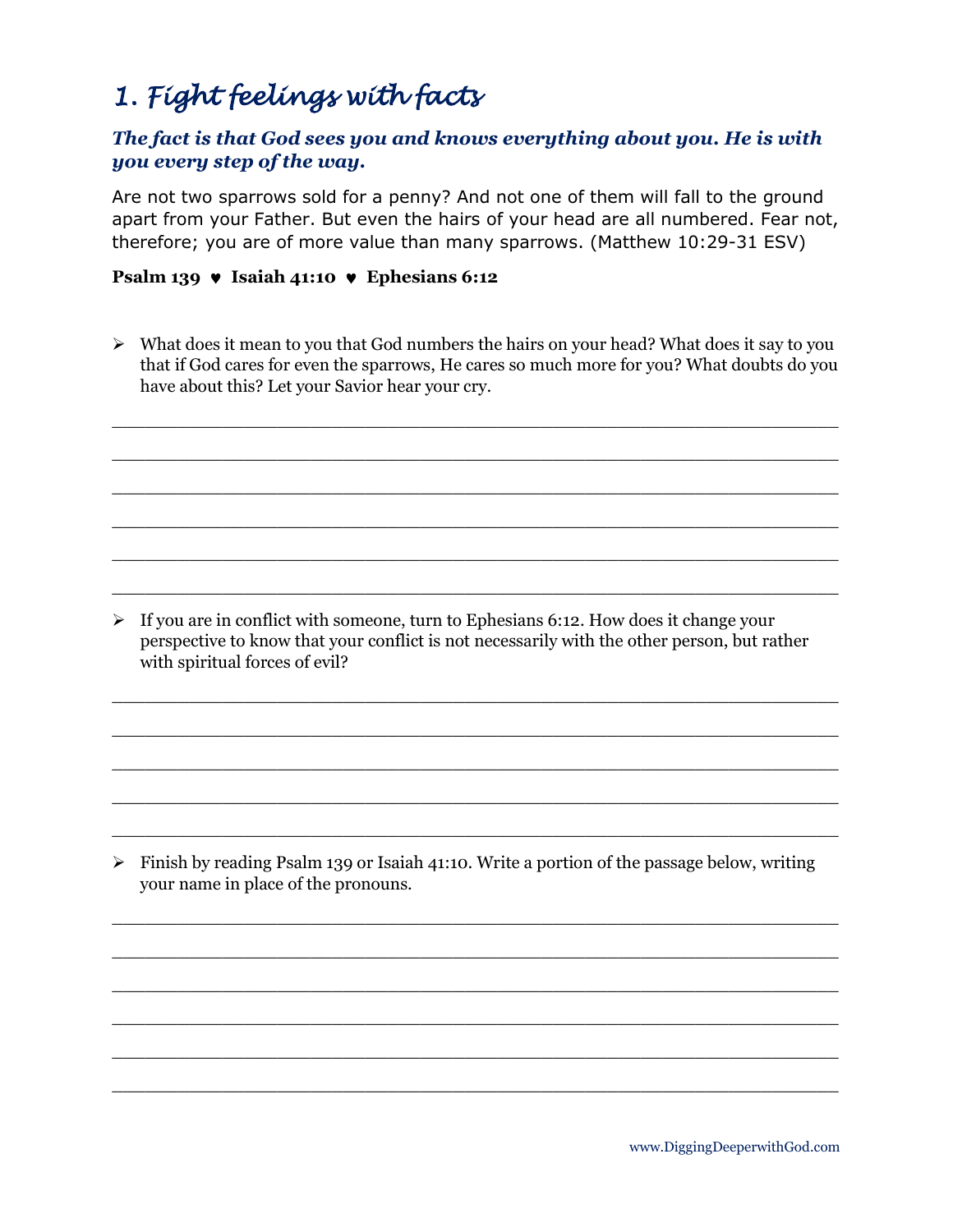# *1. Fight feelings with facts*

***The fact is that God sees you and knows everything about you. He is with you every step of the way.***

Are not two sparrows sold for a penny? And not one of them will fall to the ground apart from your Father. But even the hairs of your head are all numbered. Fear not, therefore; you are of more value than many sparrows. (Matthew 10:29-31 ESV)

**Psalm 139 ♥ Isaiah 41:10 ♥ Ephesians 6:12**

- What does it mean to you that God numbers the hairs on your head? What does it say to you that if God cares for even the sparrows, He cares so much more for you? What doubts do you have about this? Let your Savior hear your cry.

______________________________________________________________________

______________________________________________________________________

______________________________________________________________________

______________________________________________________________________

______________________________________________________________________

______________________________________________________________________

- If you are in conflict with someone, turn to Ephesians 6:12. How does it change your perspective to know that your conflict is not necessarily with the other person, but rather with spiritual forces of evil?

______________________________________________________________________

______________________________________________________________________

______________________________________________________________________

______________________________________________________________________

______________________________________________________________________

- Finish by reading Psalm 139 or Isaiah 41:10. Write a portion of the passage below, writing your name in place of the pronouns.

______________________________________________________________________

______________________________________________________________________

______________________________________________________________________

______________________________________________________________________

______________________________________________________________________

______________________________________________________________________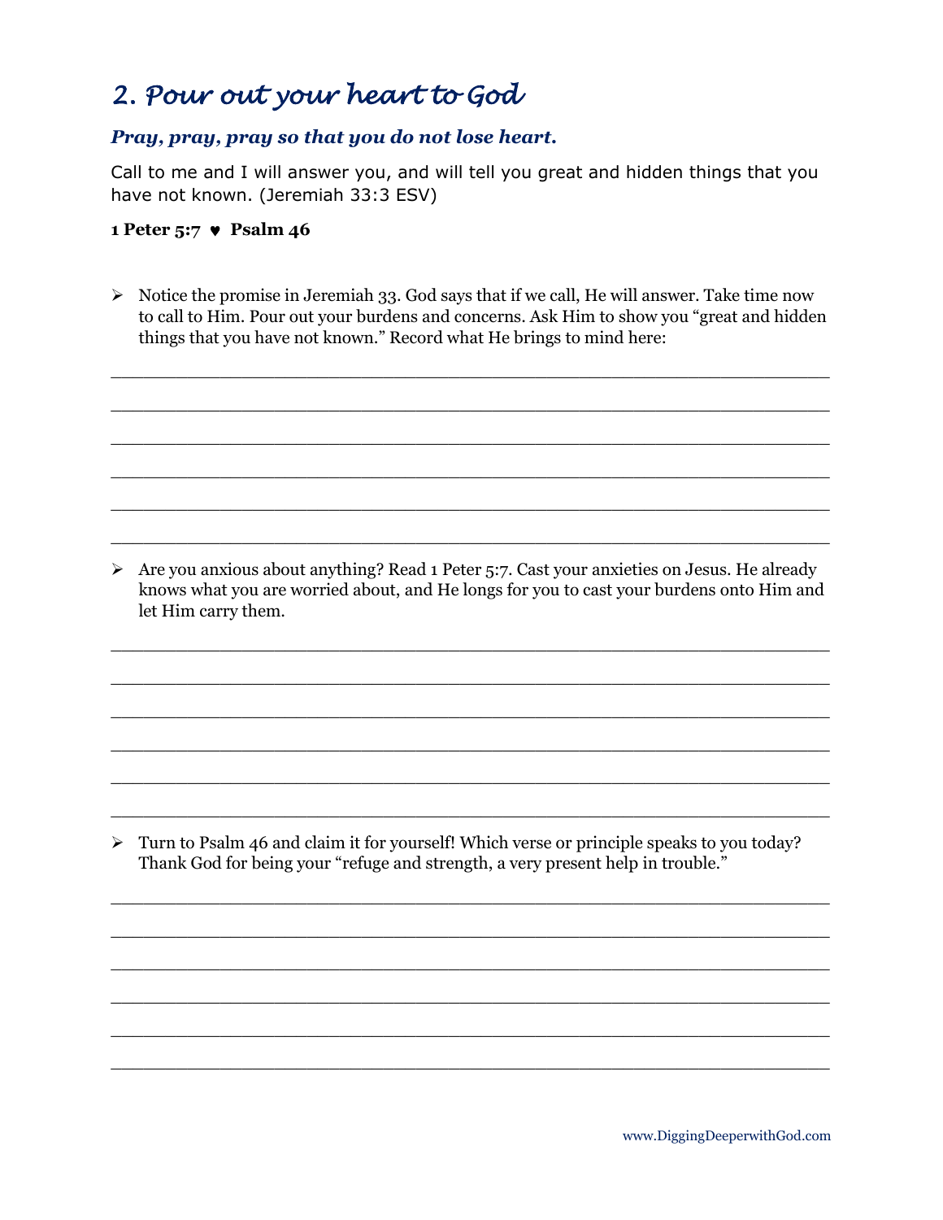## 2. Pour out your heart to God

***Pray, pray, pray so that you do not lose heart.***

Call to me and I will answer you, and will tell you great and hidden things that you have not known. (Jeremiah 33:3 ESV)

**1 Peter 5:7 ♥ Psalm 46**

- Notice the promise in Jeremiah 33. God says that if we call, He will answer. Take time now to call to Him. Pour out your burdens and concerns. Ask Him to show you "great and hidden things that you have not known." Record what He brings to mind here:

______________________________________________________________________

______________________________________________________________________

______________________________________________________________________

______________________________________________________________________

______________________________________________________________________

______________________________________________________________________

- Are you anxious about anything? Read 1 Peter 5:7. Cast your anxieties on Jesus. He already knows what you are worried about, and He longs for you to cast your burdens onto Him and let Him carry them.

______________________________________________________________________

______________________________________________________________________

______________________________________________________________________

______________________________________________________________________

______________________________________________________________________

______________________________________________________________________

- Turn to Psalm 46 and claim it for yourself! Which verse or principle speaks to you today? Thank God for being your "refuge and strength, a very present help in trouble."

______________________________________________________________________

______________________________________________________________________

______________________________________________________________________

______________________________________________________________________

______________________________________________________________________

______________________________________________________________________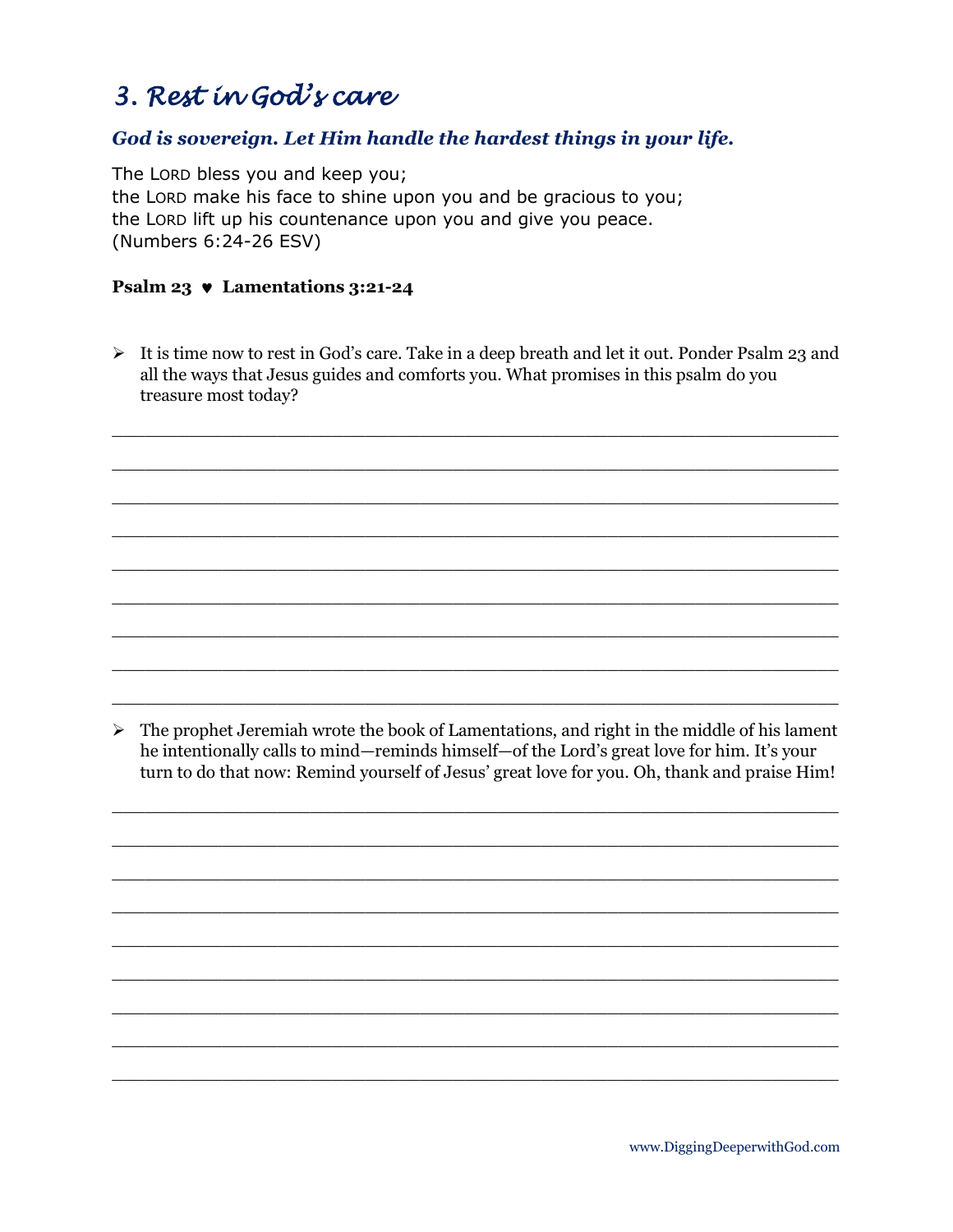## *3. Rest in God's care*

***God is sovereign. Let Him handle the hardest things in your life.***

The LORD bless you and keep you;
the LORD make his face to shine upon you and be gracious to you;
the LORD lift up his countenance upon you and give you peace.
(Numbers 6:24-26 ESV)

**Psalm 23 ♥ Lamentations 3:21-24**

- It is time now to rest in God's care. Take in a deep breath and let it out. Ponder Psalm 23 and all the ways that Jesus guides and comforts you. What promises in this psalm do you treasure most today?

________________________________________________________________________

________________________________________________________________________

________________________________________________________________________

________________________________________________________________________

________________________________________________________________________

________________________________________________________________________

________________________________________________________________________

________________________________________________________________________

________________________________________________________________________

- The prophet Jeremiah wrote the book of Lamentations, and right in the middle of his lament he intentionally calls to mind—reminds himself—of the Lord's great love for him. It's your turn to do that now: Remind yourself of Jesus' great love for you. Oh, thank and praise Him!

________________________________________________________________________

________________________________________________________________________

________________________________________________________________________

________________________________________________________________________

________________________________________________________________________

________________________________________________________________________

________________________________________________________________________

________________________________________________________________________

________________________________________________________________________

www.DiggingDeeperwithGod.com